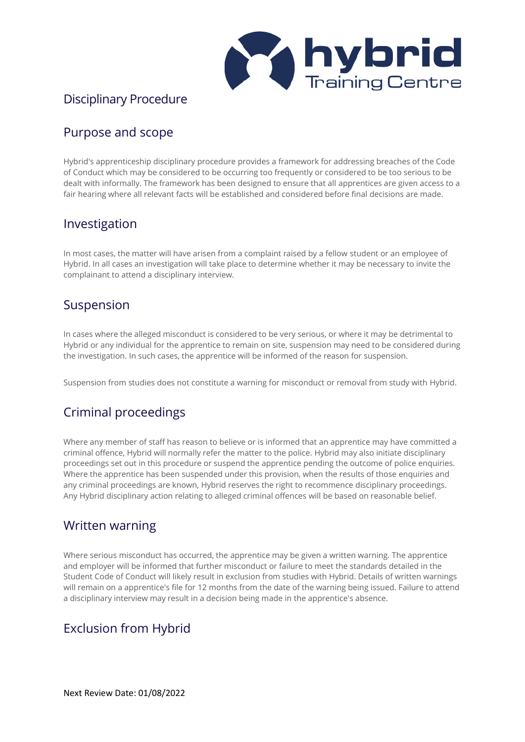# Disciplinary Procedure

## Purpose and scope

Hybrid's apprenticeship disciplinary procedure provides a framework for addressing breaches of the Code of Conduct which may be considered to be occurring too frequently or considered to be too serious to be dealt with informally. The framework has been designed to ensure that all apprentices are given access to a fair hearing where all relevant facts will be established and considered before final decisions are made.

## Investigation

In most cases, the matter will have arisen from a complaint raised by a fellow student or an employee of Hybrid. In all cases an investigation will take place to determine whether it may be necessary to invite the complainant to attend a disciplinary interview.

## Suspension

In cases where the alleged misconduct is considered to be very serious, or where it may be detrimental to Hybrid or any individual for the apprentice to remain on site, suspension may need to be considered during the investigation. In such cases, the apprentice will be informed of the reason for suspension.

Suspension from studies does not constitute a warning for misconduct or removal from study with Hybrid.

## Criminal proceedings

Where any member of staff has reason to believe or is informed that an apprentice may have committed a criminal offence, Hybrid will normally refer the matter to the police. Hybrid may also initiate disciplinary proceedings set out in this procedure or suspend the apprentice pending the outcome of police enquiries. Where the apprentice has been suspended under this provision, when the results of those enquiries and any criminal proceedings are known, Hybrid reserves the right to recommence disciplinary proceedings. Any Hybrid disciplinary action relating to alleged criminal offences will be based on reasonable belief.

## Written warning

Where serious misconduct has occurred, the apprentice may be given a written warning. The apprentice and employer will be informed that further misconduct or failure to meet the standards detailed in the Student Code of Conduct will likely result in exclusion from studies with Hybrid. Details of written warnings will remain on a apprentice's file for 12 months from the date of the warning being issued. Failure to attend a disciplinary interview may result in a decision being made in the apprentice's absence.

## Exclusion from Hybrid

Next Review Date: 01/08/2022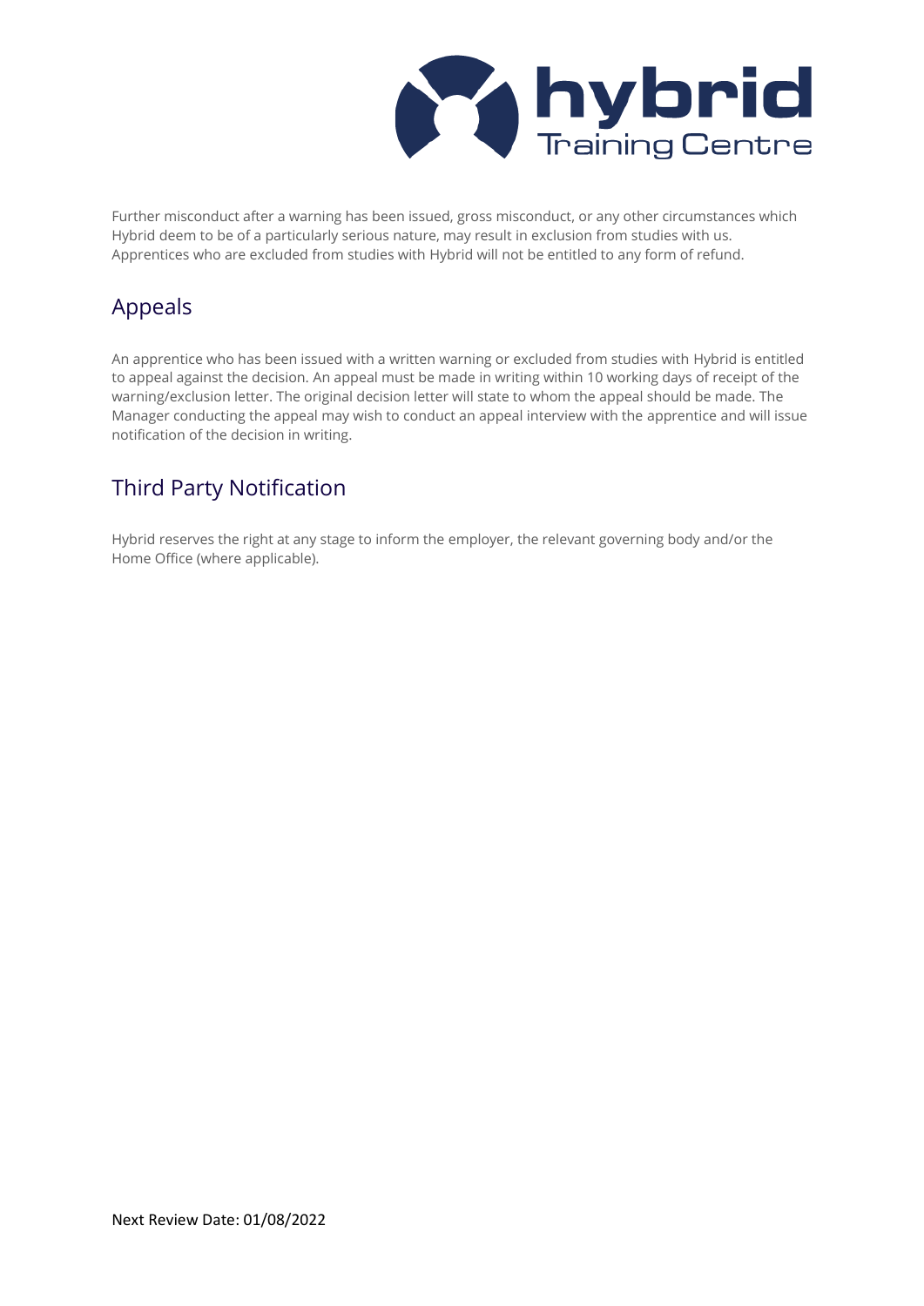Further misconduct after a warning has been issued, gross misconduct, or any other circumstances which Hybrid deem to be of a particularly serious nature, may result in exclusion from studies with us. Apprentices who are excluded from studies with Hybrid will not be entitled to any form of refund.

## Appeals

An apprentice who has been issued with a written warning or excluded from studies with Hybrid is entitled to appeal against the decision. An appeal must be made in writing within 10 working days of receipt of the warning/exclusion letter. The original decision letter will state to whom the appeal should be made. The Manager conducting the appeal may wish to conduct an appeal interview with the apprentice and will issue notification of the decision in writing.

## Third Party Notification

Hybrid reserves the right at any stage to inform the employer, the relevant governing body and/or the Home Office (where applicable).

Next Review Date: 01/08/2022